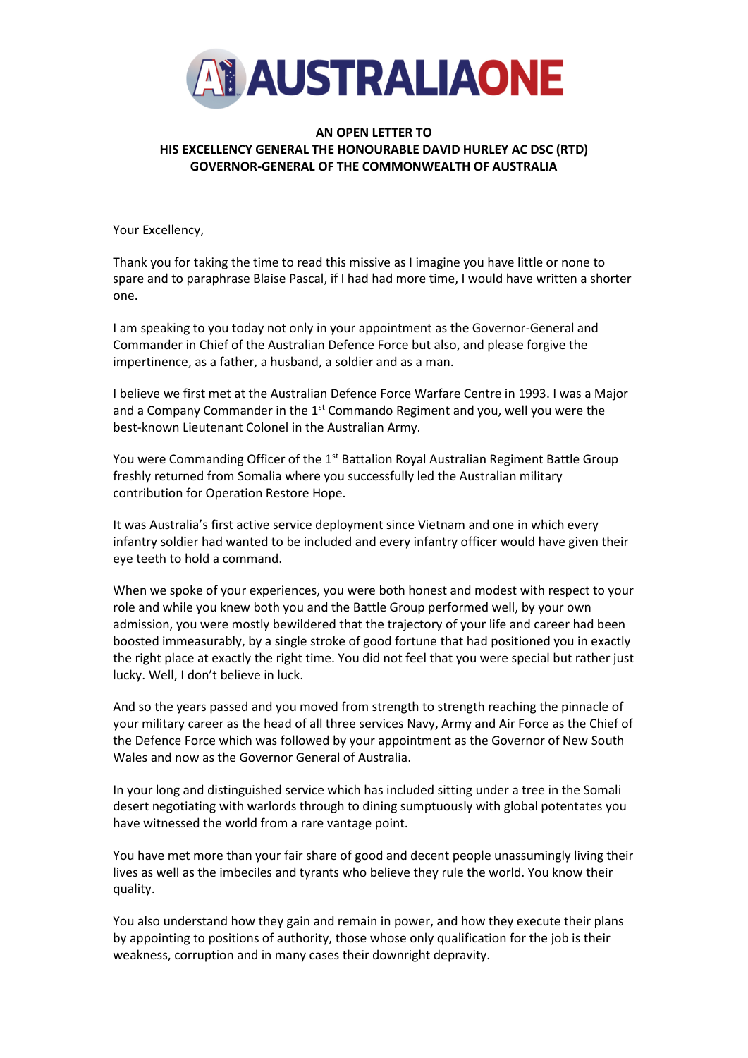AUSTRALIAONE

**AN OPEN LETTER TO**
**HIS EXCELLENCY GENERAL THE HONOURABLE DAVID HURLEY AC DSC (RTD)**
**GOVERNOR-GENERAL OF THE COMMONWEALTH OF AUSTRALIA**

Your Excellency,

Thank you for taking the time to read this missive as I imagine you have little or none to spare and to paraphrase Blaise Pascal, if I had had more time, I would have written a shorter one.

I am speaking to you today not only in your appointment as the Governor-General and Commander in Chief of the Australian Defence Force but also, and please forgive the impertinence, as a father, a husband, a soldier and as a man.

I believe we first met at the Australian Defence Force Warfare Centre in 1993. I was a Major and a Company Commander in the 1st Commando Regiment and you, well you were the best-known Lieutenant Colonel in the Australian Army.

You were Commanding Officer of the 1st Battalion Royal Australian Regiment Battle Group freshly returned from Somalia where you successfully led the Australian military contribution for Operation Restore Hope.

It was Australia's first active service deployment since Vietnam and one in which every infantry soldier had wanted to be included and every infantry officer would have given their eye teeth to hold a command.

When we spoke of your experiences, you were both honest and modest with respect to your role and while you knew both you and the Battle Group performed well, by your own admission, you were mostly bewildered that the trajectory of your life and career had been boosted immeasurably, by a single stroke of good fortune that had positioned you in exactly the right place at exactly the right time. You did not feel that you were special but rather just lucky. Well, I don't believe in luck.

And so the years passed and you moved from strength to strength reaching the pinnacle of your military career as the head of all three services Navy, Army and Air Force as the Chief of the Defence Force which was followed by your appointment as the Governor of New South Wales and now as the Governor General of Australia.

In your long and distinguished service which has included sitting under a tree in the Somali desert negotiating with warlords through to dining sumptuously with global potentates you have witnessed the world from a rare vantage point.

You have met more than your fair share of good and decent people unassumingly living their lives as well as the imbeciles and tyrants who believe they rule the world. You know their quality.

You also understand how they gain and remain in power, and how they execute their plans by appointing to positions of authority, those whose only qualification for the job is their weakness, corruption and in many cases their downright depravity.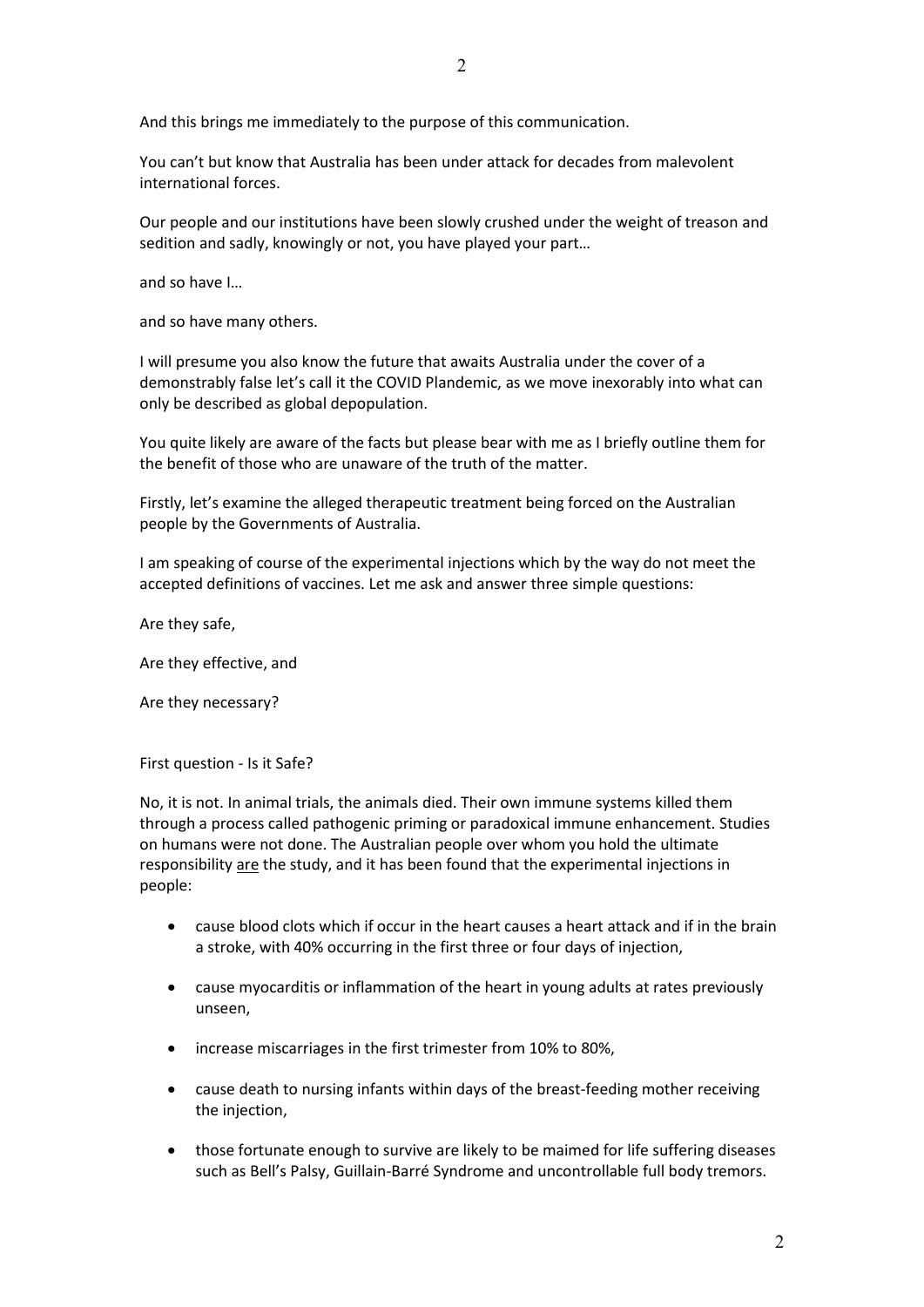And this brings me immediately to the purpose of this communication.

You can't but know that Australia has been under attack for decades from malevolent international forces.

Our people and our institutions have been slowly crushed under the weight of treason and sedition and sadly, knowingly or not, you have played your part…

and so have I…

and so have many others.

I will presume you also know the future that awaits Australia under the cover of a demonstrably false let's call it the COVID Plandemic, as we move inexorably into what can only be described as global depopulation.

You quite likely are aware of the facts but please bear with me as I briefly outline them for the benefit of those who are unaware of the truth of the matter.

Firstly, let's examine the alleged therapeutic treatment being forced on the Australian people by the Governments of Australia.

I am speaking of course of the experimental injections which by the way do not meet the accepted definitions of vaccines. Let me ask and answer three simple questions:

Are they safe,

Are they effective, and

Are they necessary?

First question - Is it Safe?

No, it is not. In animal trials, the animals died. Their own immune systems killed them through a process called pathogenic priming or paradoxical immune enhancement. Studies on humans were not done. The Australian people over whom you hold the ultimate responsibility <u>are</u> the study, and it has been found that the experimental injections in people:

- cause blood clots which if occur in the heart causes a heart attack and if in the brain a stroke, with 40% occurring in the first three or four days of injection,
- cause myocarditis or inflammation of the heart in young adults at rates previously unseen,
- increase miscarriages in the first trimester from 10% to 80%,
- cause death to nursing infants within days of the breast-feeding mother receiving the injection,
- those fortunate enough to survive are likely to be maimed for life suffering diseases such as Bell's Palsy, Guillain-Barré Syndrome and uncontrollable full body tremors.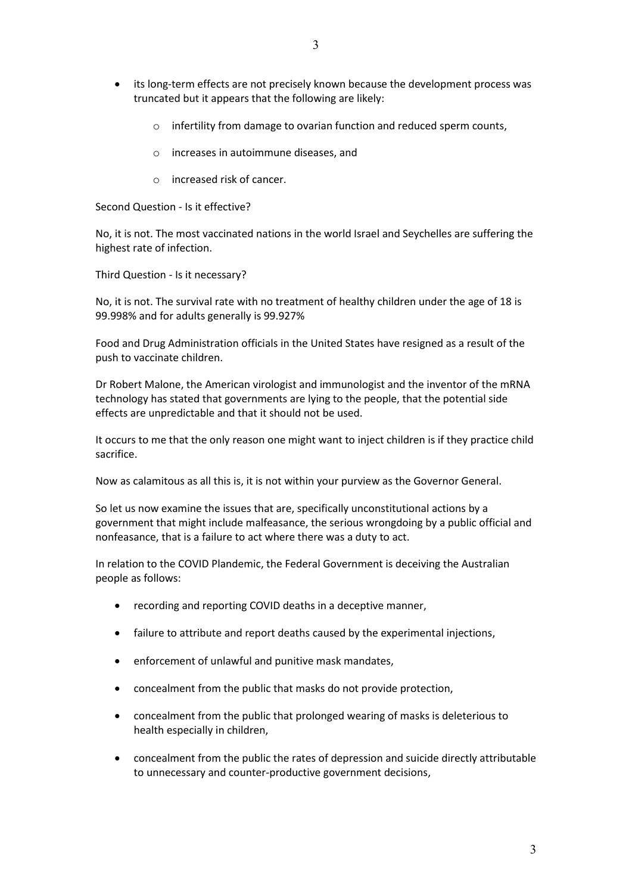- its long-term effects are not precisely known because the development process was truncated but it appears that the following are likely:
    - infertility from damage to ovarian function and reduced sperm counts,
    - increases in autoimmune diseases, and
    - increased risk of cancer.

Second Question - Is it effective?

No, it is not. The most vaccinated nations in the world Israel and Seychelles are suffering the highest rate of infection.

Third Question - Is it necessary?

No, it is not. The survival rate with no treatment of healthy children under the age of 18 is 99.998% and for adults generally is 99.927%

Food and Drug Administration officials in the United States have resigned as a result of the push to vaccinate children.

Dr Robert Malone, the American virologist and immunologist and the inventor of the mRNA technology has stated that governments are lying to the people, that the potential side effects are unpredictable and that it should not be used.

It occurs to me that the only reason one might want to inject children is if they practice child sacrifice.

Now as calamitous as all this is, it is not within your purview as the Governor General.

So let us now examine the issues that are, specifically unconstitutional actions by a government that might include malfeasance, the serious wrongdoing by a public official and nonfeasance, that is a failure to act where there was a duty to act.

In relation to the COVID Plandemic, the Federal Government is deceiving the Australian people as follows:

- recording and reporting COVID deaths in a deceptive manner,
- failure to attribute and report deaths caused by the experimental injections,
- enforcement of unlawful and punitive mask mandates,
- concealment from the public that masks do not provide protection,
- concealment from the public that prolonged wearing of masks is deleterious to health especially in children,
- concealment from the public the rates of depression and suicide directly attributable to unnecessary and counter-productive government decisions,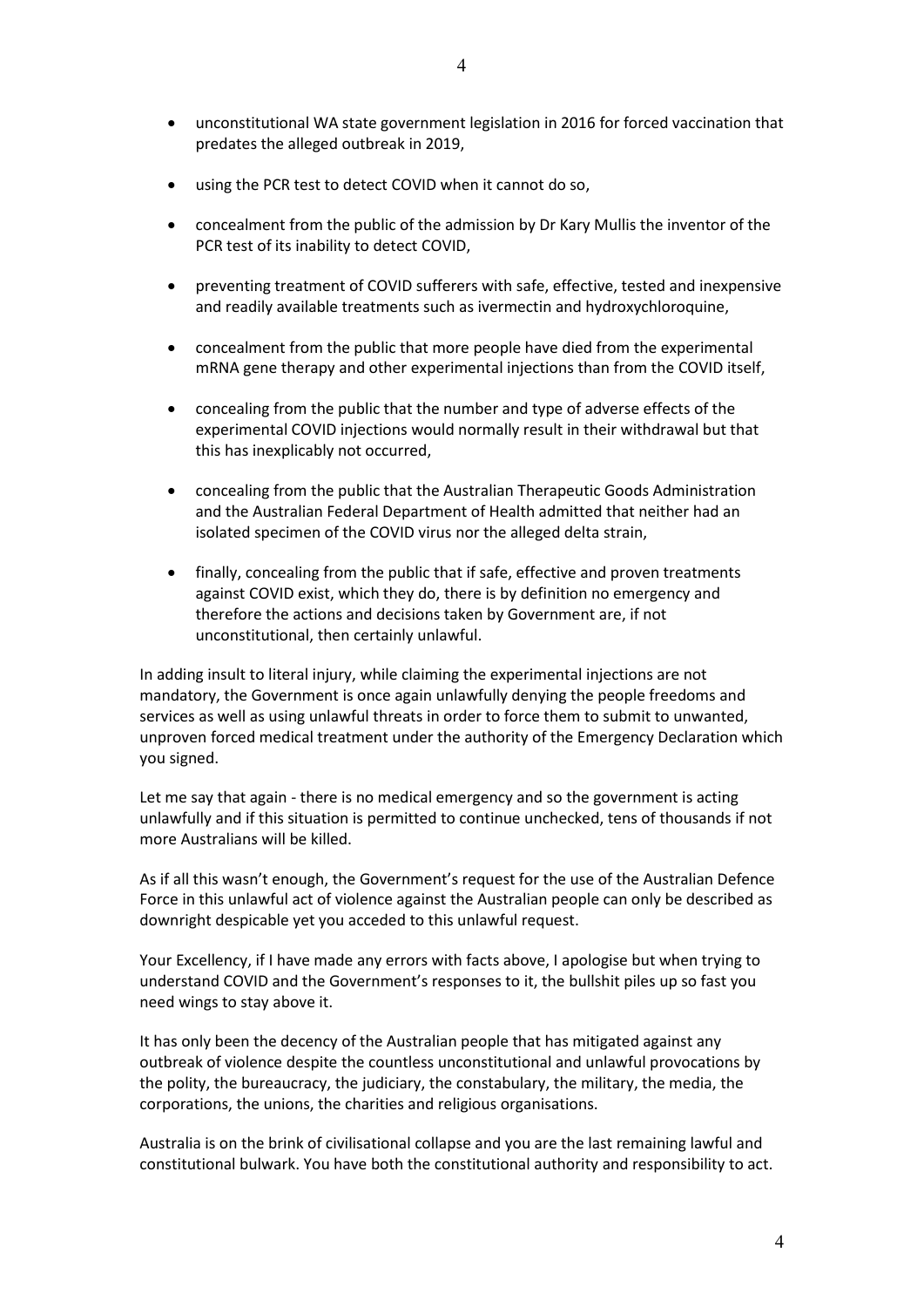- unconstitutional WA state government legislation in 2016 for forced vaccination that predates the alleged outbreak in 2019,
- using the PCR test to detect COVID when it cannot do so,
- concealment from the public of the admission by Dr Kary Mullis the inventor of the PCR test of its inability to detect COVID,
- preventing treatment of COVID sufferers with safe, effective, tested and inexpensive and readily available treatments such as ivermectin and hydroxychloroquine,
- concealment from the public that more people have died from the experimental mRNA gene therapy and other experimental injections than from the COVID itself,
- concealing from the public that the number and type of adverse effects of the experimental COVID injections would normally result in their withdrawal but that this has inexplicably not occurred,
- concealing from the public that the Australian Therapeutic Goods Administration and the Australian Federal Department of Health admitted that neither had an isolated specimen of the COVID virus nor the alleged delta strain,
- finally, concealing from the public that if safe, effective and proven treatments against COVID exist, which they do, there is by definition no emergency and therefore the actions and decisions taken by Government are, if not unconstitutional, then certainly unlawful.

In adding insult to literal injury, while claiming the experimental injections are not mandatory, the Government is once again unlawfully denying the people freedoms and services as well as using unlawful threats in order to force them to submit to unwanted, unproven forced medical treatment under the authority of the Emergency Declaration which you signed.

Let me say that again - there is no medical emergency and so the government is acting unlawfully and if this situation is permitted to continue unchecked, tens of thousands if not more Australians will be killed.

As if all this wasn't enough, the Government's request for the use of the Australian Defence Force in this unlawful act of violence against the Australian people can only be described as downright despicable yet you acceded to this unlawful request.

Your Excellency, if I have made any errors with facts above, I apologise but when trying to understand COVID and the Government's responses to it, the bullshit piles up so fast you need wings to stay above it.

It has only been the decency of the Australian people that has mitigated against any outbreak of violence despite the countless unconstitutional and unlawful provocations by the polity, the bureaucracy, the judiciary, the constabulary, the military, the media, the corporations, the unions, the charities and religious organisations.

Australia is on the brink of civilisational collapse and you are the last remaining lawful and constitutional bulwark. You have both the constitutional authority and responsibility to act.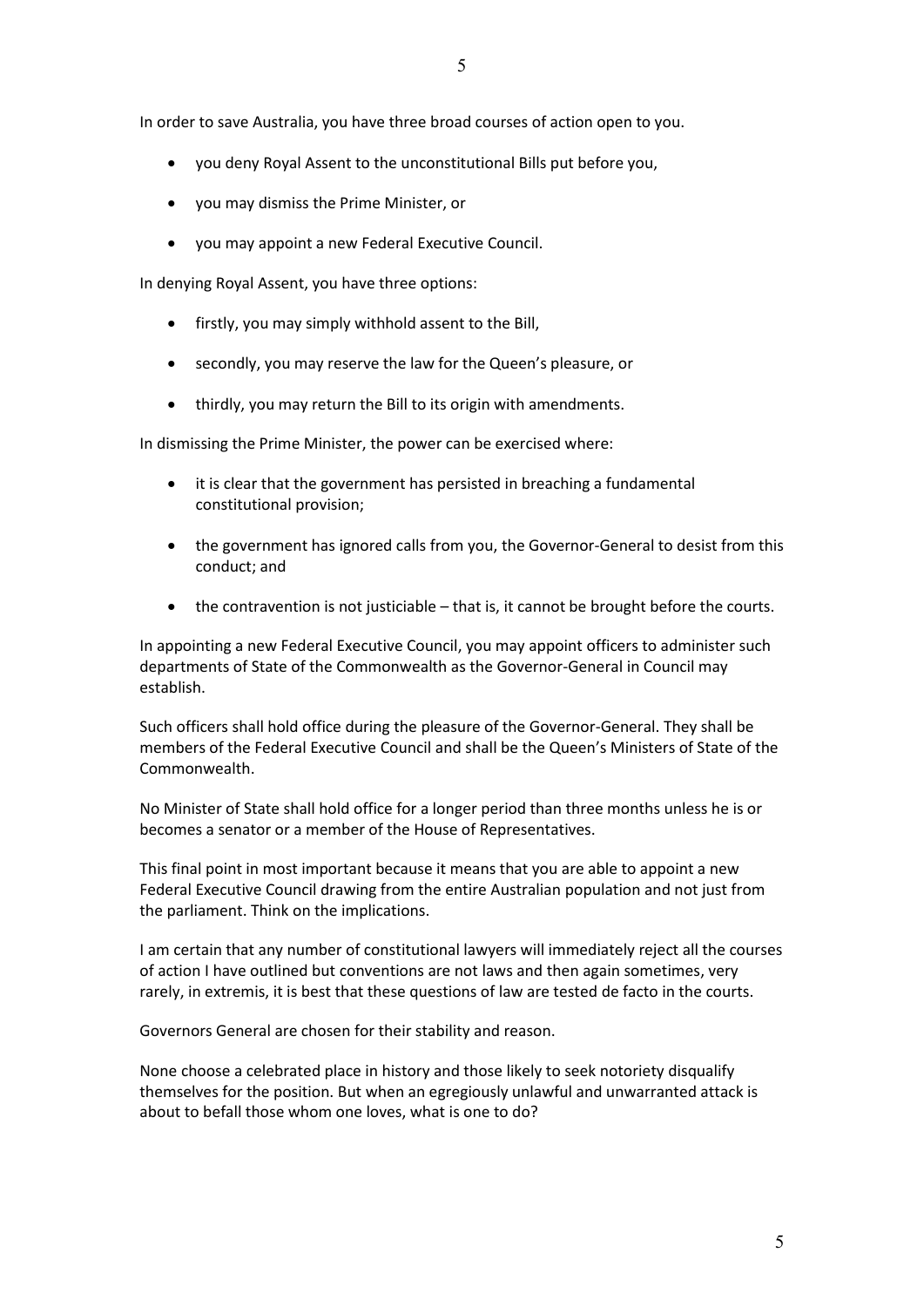In order to save Australia, you have three broad courses of action open to you.

- you deny Royal Assent to the unconstitutional Bills put before you,
- you may dismiss the Prime Minister, or
- you may appoint a new Federal Executive Council.

In denying Royal Assent, you have three options:

- firstly, you may simply withhold assent to the Bill,
- secondly, you may reserve the law for the Queen's pleasure, or
- thirdly, you may return the Bill to its origin with amendments.

In dismissing the Prime Minister, the power can be exercised where:

- it is clear that the government has persisted in breaching a fundamental constitutional provision;
- the government has ignored calls from you, the Governor-General to desist from this conduct; and
- the contravention is not justiciable – that is, it cannot be brought before the courts.

In appointing a new Federal Executive Council, you may appoint officers to administer such departments of State of the Commonwealth as the Governor-General in Council may establish.

Such officers shall hold office during the pleasure of the Governor-General. They shall be members of the Federal Executive Council and shall be the Queen's Ministers of State of the Commonwealth.

No Minister of State shall hold office for a longer period than three months unless he is or becomes a senator or a member of the House of Representatives.

This final point in most important because it means that you are able to appoint a new Federal Executive Council drawing from the entire Australian population and not just from the parliament. Think on the implications.

I am certain that any number of constitutional lawyers will immediately reject all the courses of action I have outlined but conventions are not laws and then again sometimes, very rarely, in extremis, it is best that these questions of law are tested de facto in the courts.

Governors General are chosen for their stability and reason.

None choose a celebrated place in history and those likely to seek notoriety disqualify themselves for the position. But when an egregiously unlawful and unwarranted attack is about to befall those whom one loves, what is one to do?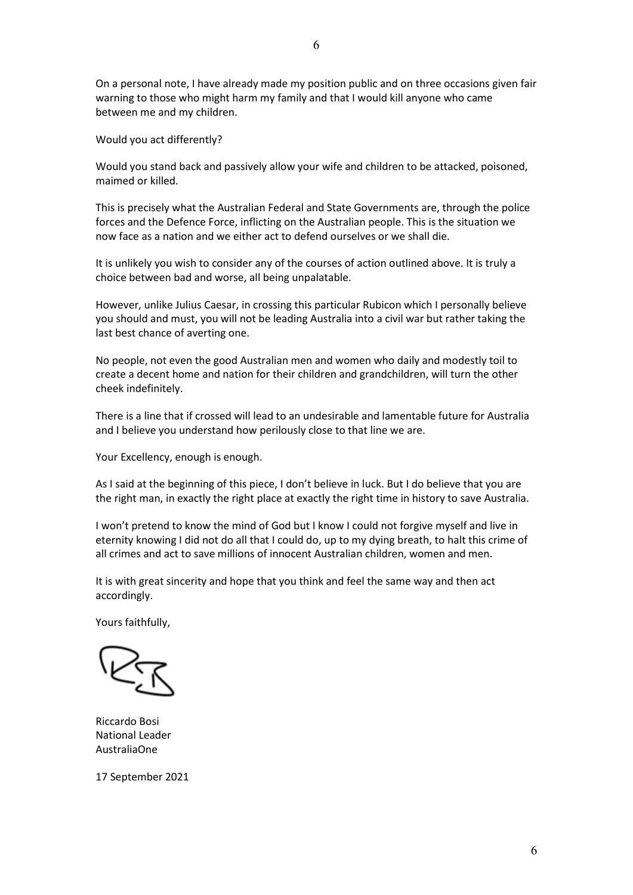On a personal note, I have already made my position public and on three occasions given fair warning to those who might harm my family and that I would kill anyone who came between me and my children.

Would you act differently?

Would you stand back and passively allow your wife and children to be attacked, poisoned, maimed or killed.

This is precisely what the Australian Federal and State Governments are, through the police forces and the Defence Force, inflicting on the Australian people. This is the situation we now face as a nation and we either act to defend ourselves or we shall die.

It is unlikely you wish to consider any of the courses of action outlined above. It is truly a choice between bad and worse, all being unpalatable.

However, unlike Julius Caesar, in crossing this particular Rubicon which I personally believe you should and must, you will not be leading Australia into a civil war but rather taking the last best chance of averting one.

No people, not even the good Australian men and women who daily and modestly toil to create a decent home and nation for their children and grandchildren, will turn the other cheek indefinitely.

There is a line that if crossed will lead to an undesirable and lamentable future for Australia and I believe you understand how perilously close to that line we are.

Your Excellency, enough is enough.

As I said at the beginning of this piece, I don't believe in luck. But I do believe that you are the right man, in exactly the right place at exactly the right time in history to save Australia.

I won't pretend to know the mind of God but I know I could not forgive myself and live in eternity knowing I did not do all that I could do, up to my dying breath, to halt this crime of all crimes and act to save millions of innocent Australian children, women and men.

It is with great sincerity and hope that you think and feel the same way and then act accordingly.

Yours faithfully,

Riccardo Bosi
National Leader
AustraliaOne

17 September 2021